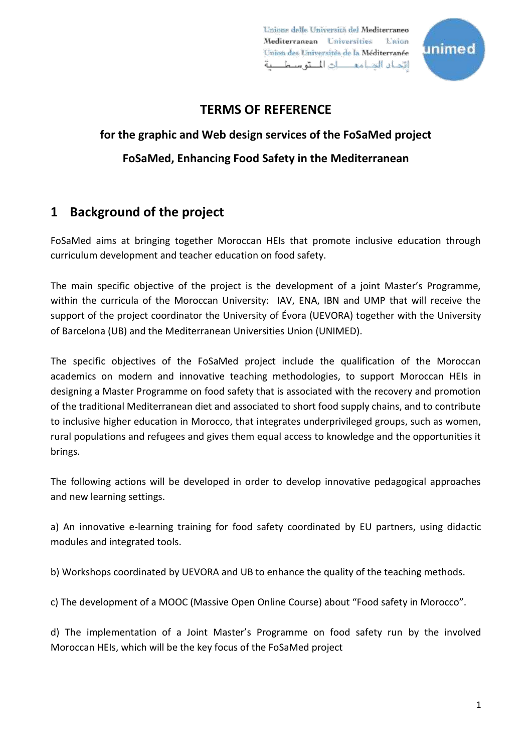# TERMS OF REFERENCE

## for the graphic and Web design services of the FoSaMed project

## FoSaMed, Enhancing Food Safety in the Mediterranean

## 1 Background of the project

FoSaMed aims at bringing together Moroccan HEIs that promote inclusive education through curriculum development and teacher education on food safety.

The main specific objective of the project is the development of a joint Master's Programme, within the curricula of the Moroccan University: IAV, ENA, IBN and UMP that will receive the support of the project coordinator the University of Évora (UEVORA) together with the University of Barcelona (UB) and the Mediterranean Universities Union (UNIMED).

The specific objectives of the FoSaMed project include the qualification of the Moroccan academics on modern and innovative teaching methodologies, to support Moroccan HEIs in designing a Master Programme on food safety that is associated with the recovery and promotion of the traditional Mediterranean diet and associated to short food supply chains, and to contribute to inclusive higher education in Morocco, that integrates underprivileged groups, such as women, rural populations and refugees and gives them equal access to knowledge and the opportunities it brings.

The following actions will be developed in order to develop innovative pedagogical approaches and new learning settings.

a) An innovative e-learning training for food safety coordinated by EU partners, using didactic modules and integrated tools.

b) Workshops coordinated by UEVORA and UB to enhance the quality of the teaching methods.

c) The development of a MOOC (Massive Open Online Course) about "Food safety in Morocco".

d) The implementation of a Joint Master's Programme on food safety run by the involved Moroccan HEIs, which will be the key focus of the FoSaMed project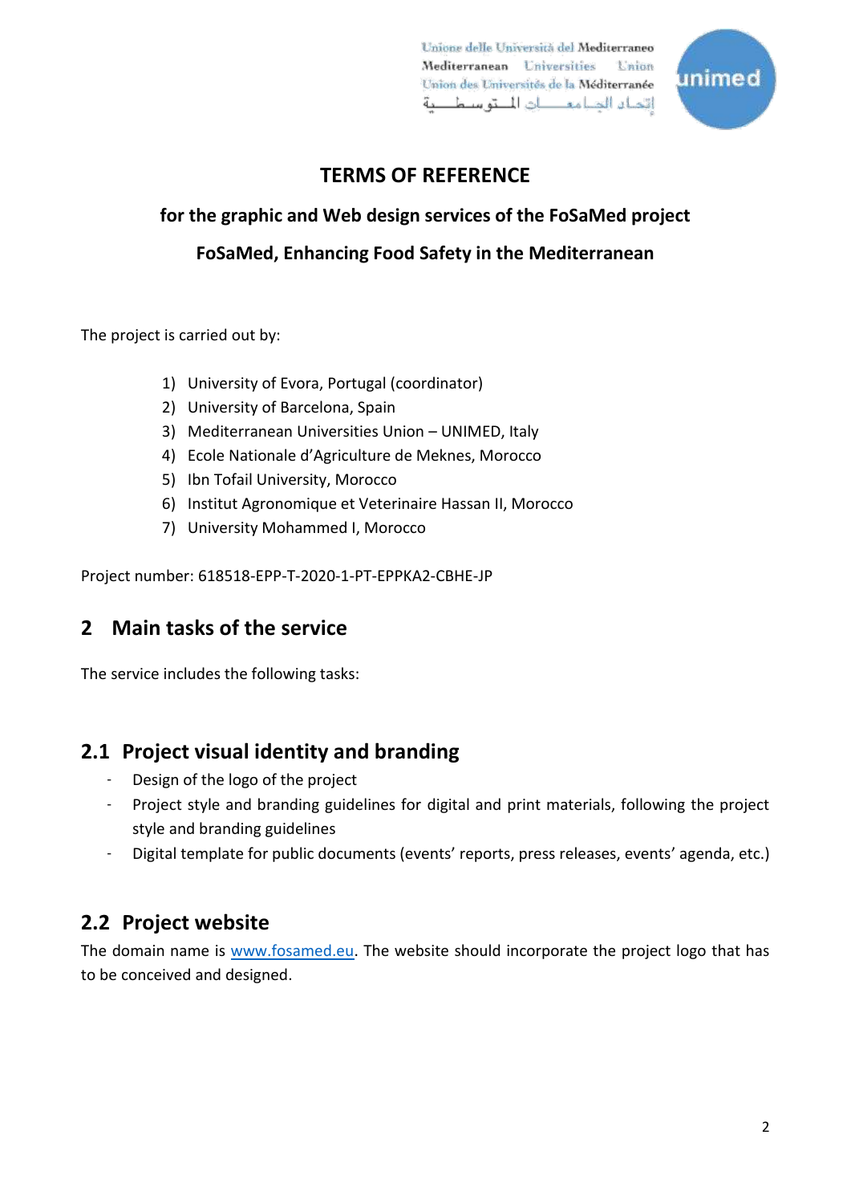# TERMS OF REFERENCE

## for the graphic and Web design services of the FoSaMed project

## FoSaMed, Enhancing Food Safety in the Mediterranean

The project is carried out by:

1) University of Evora, Portugal (coordinator)
2) University of Barcelona, Spain
3) Mediterranean Universities Union – UNIMED, Italy
4) Ecole Nationale d'Agriculture de Meknes, Morocco
5) Ibn Tofail University, Morocco
6) Institut Agronomique et Veterinaire Hassan II, Morocco
7) University Mohammed I, Morocco

Project number: 618518-EPP-T-2020-1-PT-EPPKA2-CBHE-JP

## 2 Main tasks of the service

The service includes the following tasks:

### 2.1 Project visual identity and branding

- Design of the logo of the project
- Project style and branding guidelines for digital and print materials, following the project style and branding guidelines
- Digital template for public documents (events' reports, press releases, events' agenda, etc.)

### 2.2 Project website

The domain name is www.fosamed.eu. The website should incorporate the project logo that has to be conceived and designed.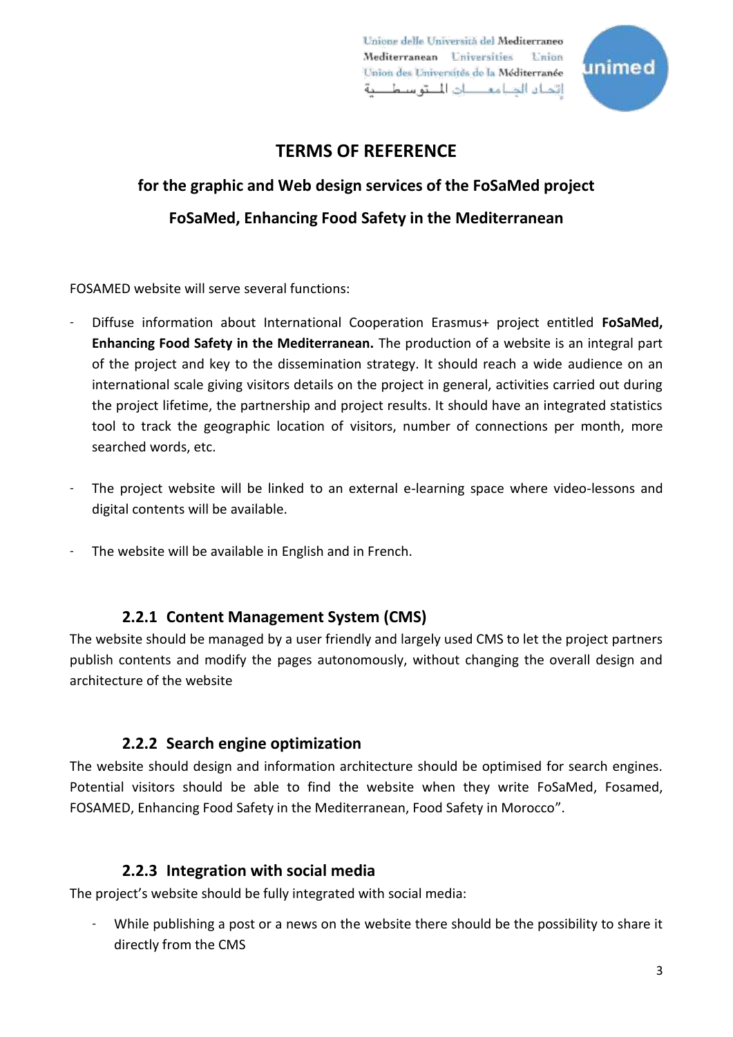# TERMS OF REFERENCE

## for the graphic and Web design services of the FoSaMed project

## FoSaMed, Enhancing Food Safety in the Mediterranean

FOSAMED website will serve several functions:

- Diffuse information about International Cooperation Erasmus+ project entitled **FoSaMed, Enhancing Food Safety in the Mediterranean.** The production of a website is an integral part of the project and key to the dissemination strategy. It should reach a wide audience on an international scale giving visitors details on the project in general, activities carried out during the project lifetime, the partnership and project results. It should have an integrated statistics tool to track the geographic location of visitors, number of connections per month, more searched words, etc.

- The project website will be linked to an external e-learning space where video-lessons and digital contents will be available.

- The website will be available in English and in French.

### 2.2.1 Content Management System (CMS)

The website should be managed by a user friendly and largely used CMS to let the project partners publish contents and modify the pages autonomously, without changing the overall design and architecture of the website

### 2.2.2 Search engine optimization

The website should design and information architecture should be optimised for search engines. Potential visitors should be able to find the website when they write FoSaMed, Fosamed, FOSAMED, Enhancing Food Safety in the Mediterranean, Food Safety in Morocco".

### 2.2.3 Integration with social media

The project's website should be fully integrated with social media:

- While publishing a post or a news on the website there should be the possibility to share it directly from the CMS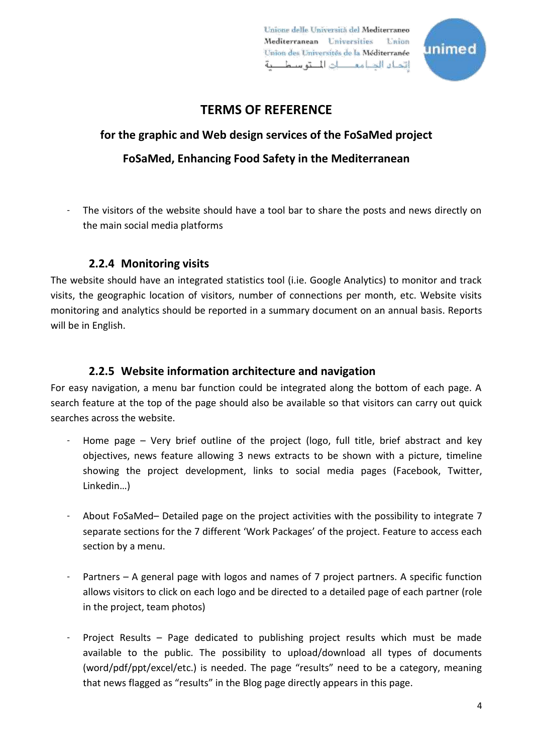- The visitors of the website should have a tool bar to share the posts and news directly on the main social media platforms

### 2.2.4 Monitoring visits

The website should have an integrated statistics tool (i.ie. Google Analytics) to monitor and track visits, the geographic location of visitors, number of connections per month, etc. Website visits monitoring and analytics should be reported in a summary document on an annual basis. Reports will be in English.

### 2.2.5 Website information architecture and navigation

For easy navigation, a menu bar function could be integrated along the bottom of each page. A search feature at the top of the page should also be available so that visitors can carry out quick searches across the website.

- Home page – Very brief outline of the project (logo, full title, brief abstract and key objectives, news feature allowing 3 news extracts to be shown with a picture, timeline showing the project development, links to social media pages (Facebook, Twitter, Linkedin…)

- About FoSaMed– Detailed page on the project activities with the possibility to integrate 7 separate sections for the 7 different 'Work Packages' of the project. Feature to access each section by a menu.

- Partners – A general page with logos and names of 7 project partners. A specific function allows visitors to click on each logo and be directed to a detailed page of each partner (role in the project, team photos)

- Project Results – Page dedicated to publishing project results which must be made available to the public. The possibility to upload/download all types of documents (word/pdf/ppt/excel/etc.) is needed. The page "results" need to be a category, meaning that news flagged as "results" in the Blog page directly appears in this page.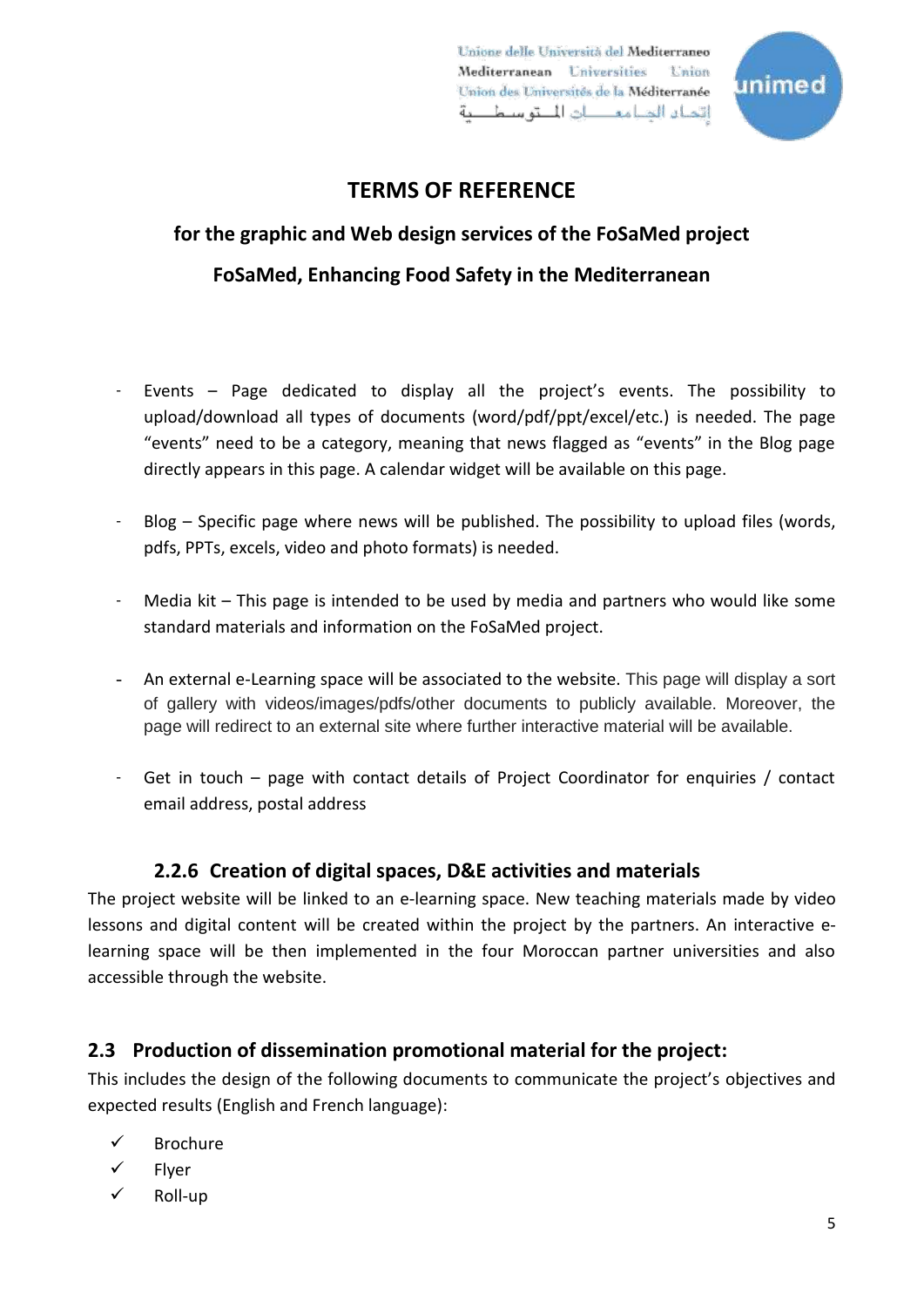- Events – Page dedicated to display all the project's events. The possibility to upload/download all types of documents (word/pdf/ppt/excel/etc.) is needed. The page "events" need to be a category, meaning that news flagged as "events" in the Blog page directly appears in this page. A calendar widget will be available on this page.

- Blog – Specific page where news will be published. The possibility to upload files (words, pdfs, PPTs, excels, video and photo formats) is needed.

- Media kit – This page is intended to be used by media and partners who would like some standard materials and information on the FoSaMed project.

- An external e-Learning space will be associated to the website. This page will display a sort of gallery with videos/images/pdfs/other documents to publicly available. Moreover, the page will redirect to an external site where further interactive material will be available.

- Get in touch – page with contact details of Project Coordinator for enquiries / contact email address, postal address

### 2.2.6 Creation of digital spaces, D&E activities and materials

The project website will be linked to an e-learning space. New teaching materials made by video lessons and digital content will be created within the project by the partners. An interactive e-learning space will be then implemented in the four Moroccan partner universities and also accessible through the website.

## 2.3 Production of dissemination promotional material for the project:

This includes the design of the following documents to communicate the project's objectives and expected results (English and French language):

- ✓ Brochure
- ✓ Flyer
- ✓ Roll-up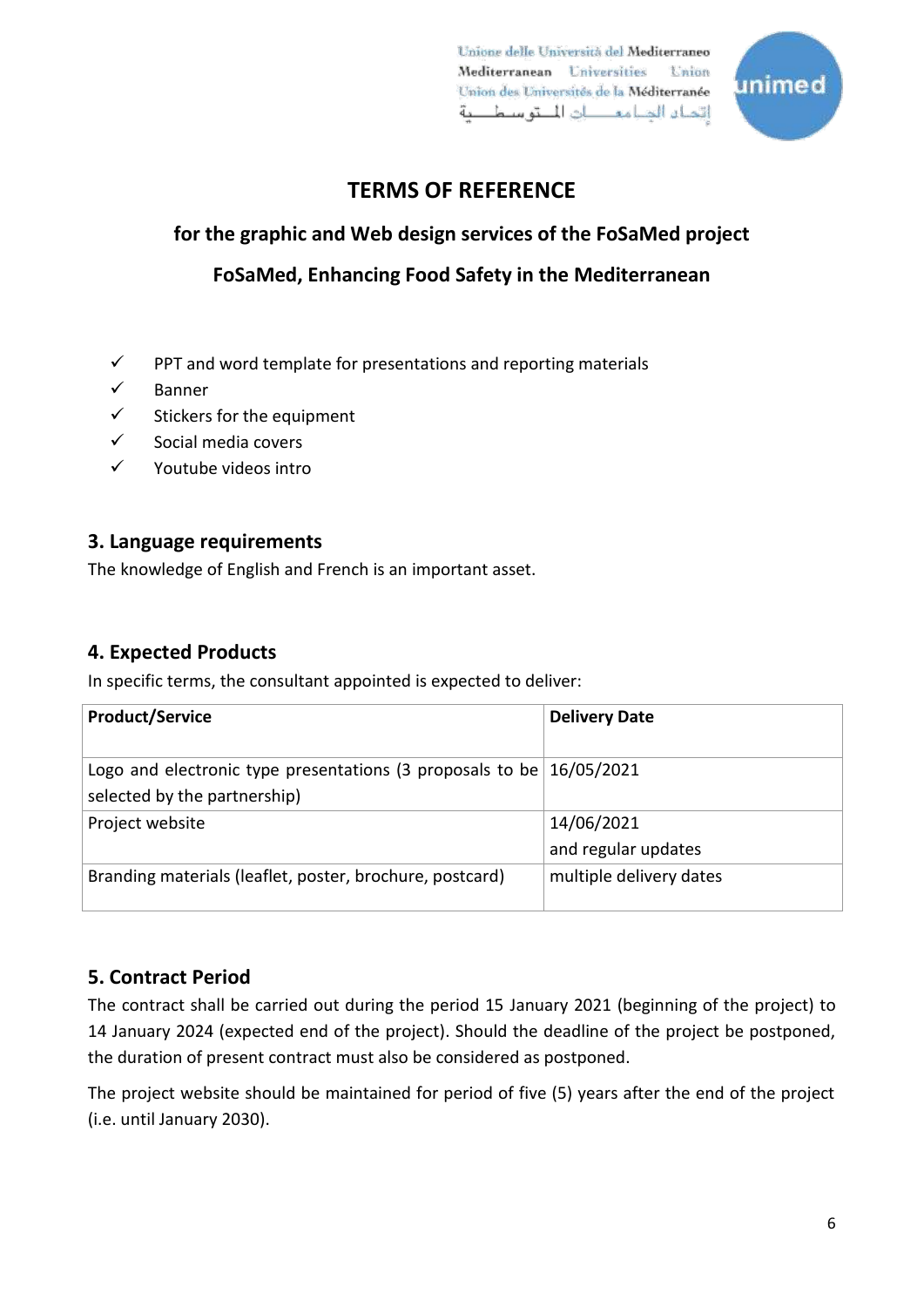# TERMS OF REFERENCE

## for the graphic and Web design services of the FoSaMed project

## FoSaMed, Enhancing Food Safety in the Mediterranean

- ✓ PPT and word template for presentations and reporting materials
- ✓ Banner
- ✓ Stickers for the equipment
- ✓ Social media covers
- ✓ Youtube videos intro

## 3. Language requirements

The knowledge of English and French is an important asset.

## 4. Expected Products

In specific terms, the consultant appointed is expected to deliver:

| Product/Service | Delivery Date |
|---|---|
| Logo and electronic type presentations (3 proposals to be selected by the partnership) | 16/05/2021 |
| Project website | 14/06/2021 and regular updates |
| Branding materials (leaflet, poster, brochure, postcard) | multiple delivery dates |

## 5. Contract Period

The contract shall be carried out during the period 15 January 2021 (beginning of the project) to 14 January 2024 (expected end of the project). Should the deadline of the project be postponed, the duration of present contract must also be considered as postponed.

The project website should be maintained for period of five (5) years after the end of the project (i.e. until January 2030).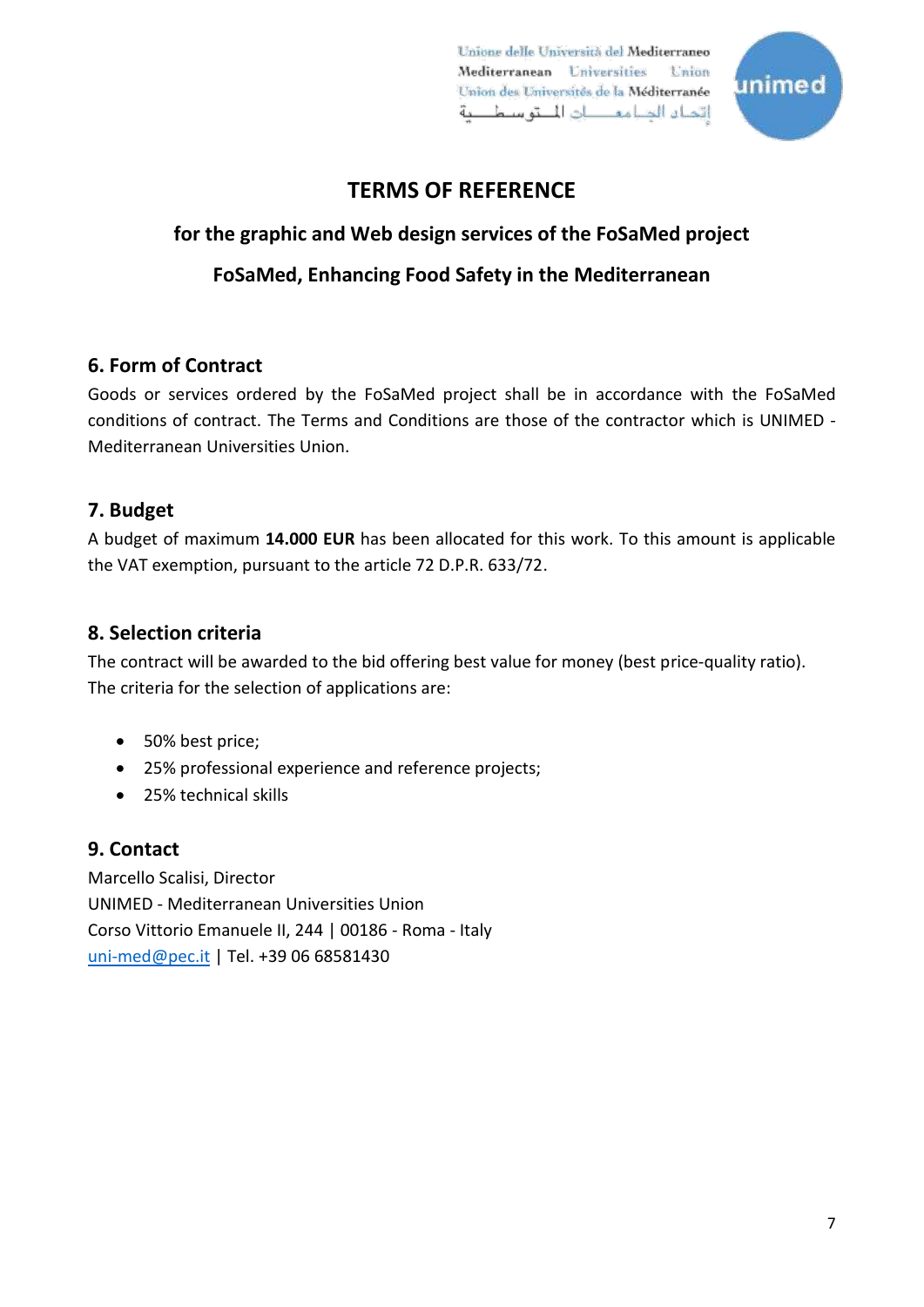# TERMS OF REFERENCE

## for the graphic and Web design services of the FoSaMed project

## FoSaMed, Enhancing Food Safety in the Mediterranean

### 6. Form of Contract

Goods or services ordered by the FoSaMed project shall be in accordance with the FoSaMed conditions of contract. The Terms and Conditions are those of the contractor which is UNIMED - Mediterranean Universities Union.

### 7. Budget

A budget of maximum **14.000 EUR** has been allocated for this work. To this amount is applicable the VAT exemption, pursuant to the article 72 D.P.R. 633/72.

### 8. Selection criteria

The contract will be awarded to the bid offering best value for money (best price-quality ratio). The criteria for the selection of applications are:

- 50% best price;
- 25% professional experience and reference projects;
- 25% technical skills

### 9. Contact

Marcello Scalisi, Director
UNIMED - Mediterranean Universities Union
Corso Vittorio Emanuele II, 244 | 00186 - Roma - Italy
uni-med@pec.it | Tel. +39 06 68581430